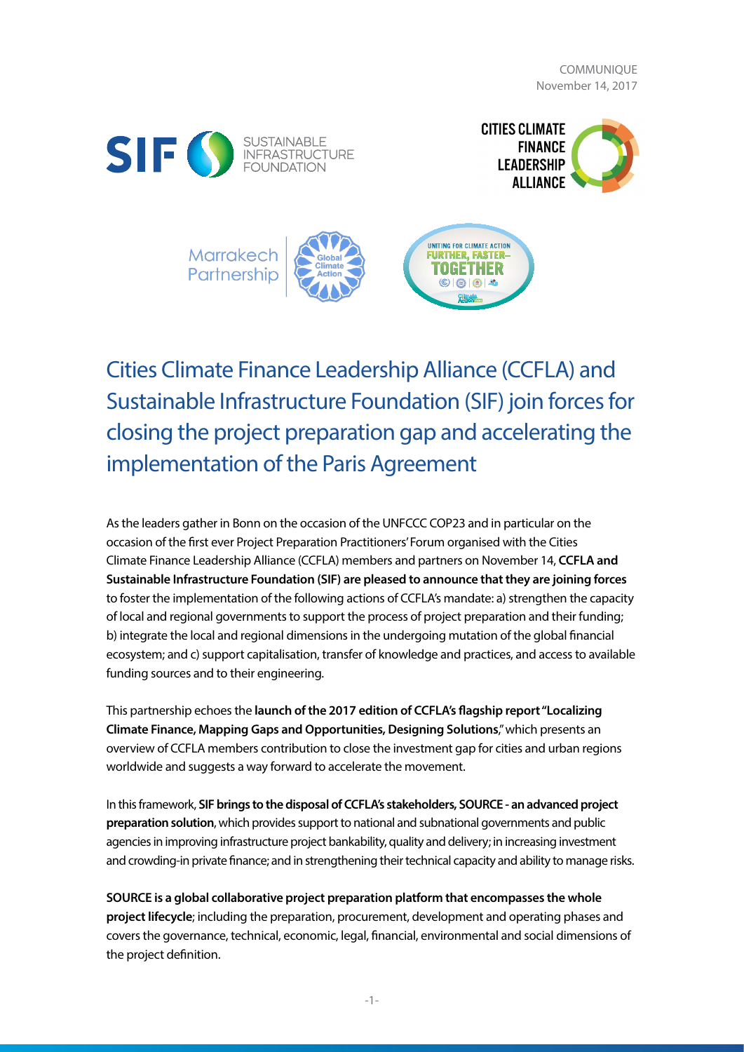COMMUNIQUE
November 14, 2017

# Cities Climate Finance Leadership Alliance (CCFLA) and Sustainable Infrastructure Foundation (SIF) join forces for closing the project preparation gap and accelerating the implementation of the Paris Agreement

As the leaders gather in Bonn on the occasion of the UNFCCC COP23 and in particular on the occasion of the first ever Project Preparation Practitioners' Forum organised with the Cities Climate Finance Leadership Alliance (CCFLA) members and partners on November 14, **CCFLA and Sustainable Infrastructure Foundation (SIF) are pleased to announce that they are joining forces** to foster the implementation of the following actions of CCFLA's mandate: a) strengthen the capacity of local and regional governments to support the process of project preparation and their funding; b) integrate the local and regional dimensions in the undergoing mutation of the global financial ecosystem; and c) support capitalisation, transfer of knowledge and practices, and access to available funding sources and to their engineering.

This partnership echoes the **launch of the 2017 edition of CCFLA's flagship report "Localizing Climate Finance, Mapping Gaps and Opportunities, Designing Solutions**," which presents an overview of CCFLA members contribution to close the investment gap for cities and urban regions worldwide and suggests a way forward to accelerate the movement.

In this framework, **SIF brings to the disposal of CCFLA's stakeholders, SOURCE - an advanced project preparation solution**, which provides support to national and subnational governments and public agencies in improving infrastructure project bankability, quality and delivery; in increasing investment and crowding-in private finance; and in strengthening their technical capacity and ability to manage risks.

**SOURCE is a global collaborative project preparation platform that encompasses the whole project lifecycle**; including the preparation, procurement, development and operating phases and covers the governance, technical, economic, legal, financial, environmental and social dimensions of the project definition.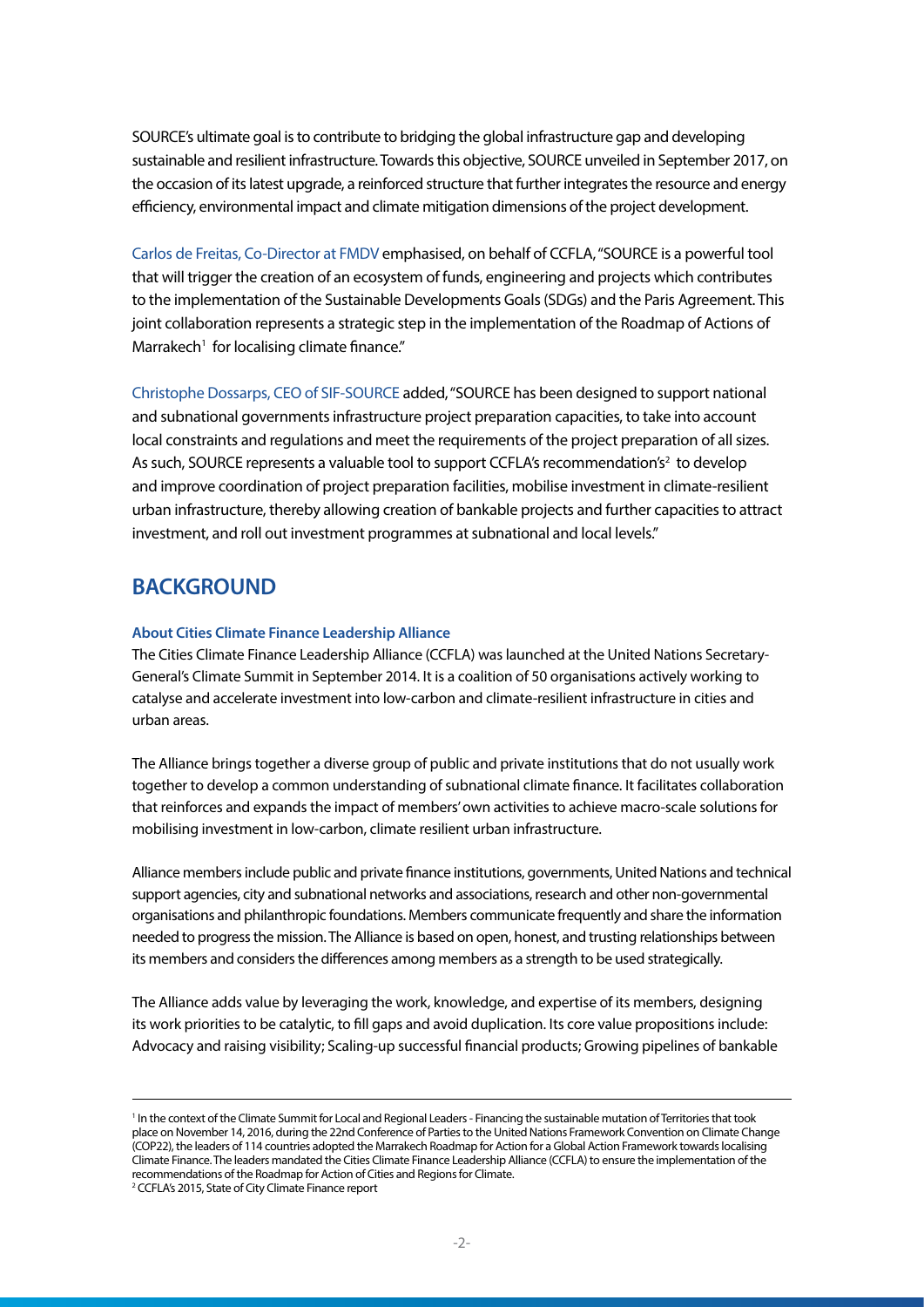SOURCE's ultimate goal is to contribute to bridging the global infrastructure gap and developing sustainable and resilient infrastructure. Towards this objective, SOURCE unveiled in September 2017, on the occasion of its latest upgrade, a reinforced structure that further integrates the resource and energy efficiency, environmental impact and climate mitigation dimensions of the project development.

Carlos de Freitas, Co-Director at FMDV emphasised, on behalf of CCFLA, "SOURCE is a powerful tool that will trigger the creation of an ecosystem of funds, engineering and projects which contributes to the implementation of the Sustainable Developments Goals (SDGs) and the Paris Agreement. This joint collaboration represents a strategic step in the implementation of the Roadmap of Actions of Marrakech[1] for localising climate finance."

Christophe Dossarps, CEO of SIF-SOURCE added, "SOURCE has been designed to support national and subnational governments infrastructure project preparation capacities, to take into account local constraints and regulations and meet the requirements of the project preparation of all sizes. As such, SOURCE represents a valuable tool to support CCFLA's recommendation's[2] to develop and improve coordination of project preparation facilities, mobilise investment in climate-resilient urban infrastructure, thereby allowing creation of bankable projects and further capacities to attract investment, and roll out investment programmes at subnational and local levels."

## BACKGROUND

### About Cities Climate Finance Leadership Alliance

The Cities Climate Finance Leadership Alliance (CCFLA) was launched at the United Nations Secretary-General's Climate Summit in September 2014. It is a coalition of 50 organisations actively working to catalyse and accelerate investment into low-carbon and climate-resilient infrastructure in cities and urban areas.

The Alliance brings together a diverse group of public and private institutions that do not usually work together to develop a common understanding of subnational climate finance. It facilitates collaboration that reinforces and expands the impact of members' own activities to achieve macro-scale solutions for mobilising investment in low-carbon, climate resilient urban infrastructure.

Alliance members include public and private finance institutions, governments, United Nations and technical support agencies, city and subnational networks and associations, research and other non-governmental organisations and philanthropic foundations. Members communicate frequently and share the information needed to progress the mission. The Alliance is based on open, honest, and trusting relationships between its members and considers the differences among members as a strength to be used strategically.

The Alliance adds value by leveraging the work, knowledge, and expertise of its members, designing its work priorities to be catalytic, to fill gaps and avoid duplication. Its core value propositions include: Advocacy and raising visibility; Scaling-up successful financial products; Growing pipelines of bankable

---

[1] In the context of the Climate Summit for Local and Regional Leaders - Financing the sustainable mutation of Territories that took place on November 14, 2016, during the 22nd Conference of Parties to the United Nations Framework Convention on Climate Change (COP22), the leaders of 114 countries adopted the Marrakech Roadmap for Action for a Global Action Framework towards localising Climate Finance. The leaders mandated the Cities Climate Finance Leadership Alliance (CCFLA) to ensure the implementation of the recommendations of the Roadmap for Action of Cities and Regions for Climate.

[2] CCFLA's 2015, State of City Climate Finance report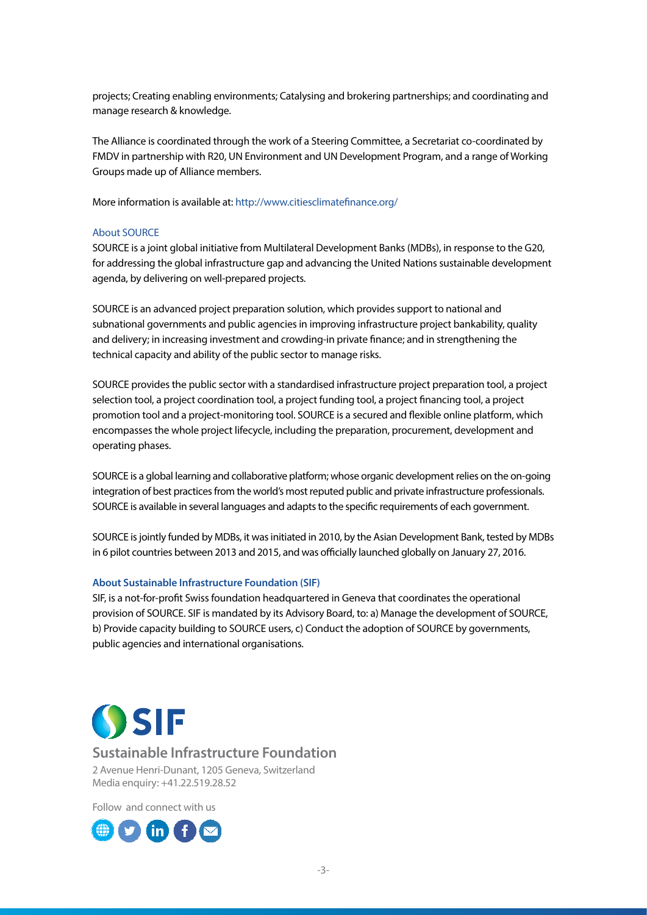projects; Creating enabling environments; Catalysing and brokering partnerships; and coordinating and manage research & knowledge.

The Alliance is coordinated through the work of a Steering Committee, a Secretariat co-coordinated by FMDV in partnership with R20, UN Environment and UN Development Program, and a range of Working Groups made up of Alliance members.

More information is available at: http://www.citiesclimatefinance.org/

### About SOURCE

SOURCE is a joint global initiative from Multilateral Development Banks (MDBs), in response to the G20, for addressing the global infrastructure gap and advancing the United Nations sustainable development agenda, by delivering on well-prepared projects.

SOURCE is an advanced project preparation solution, which provides support to national and subnational governments and public agencies in improving infrastructure project bankability, quality and delivery; in increasing investment and crowding-in private finance; and in strengthening the technical capacity and ability of the public sector to manage risks.

SOURCE provides the public sector with a standardised infrastructure project preparation tool, a project selection tool, a project coordination tool, a project funding tool, a project financing tool, a project promotion tool and a project-monitoring tool. SOURCE is a secured and flexible online platform, which encompasses the whole project lifecycle, including the preparation, procurement, development and operating phases.

SOURCE is a global learning and collaborative platform; whose organic development relies on the on-going integration of best practices from the world's most reputed public and private infrastructure professionals. SOURCE is available in several languages and adapts to the specific requirements of each government.

SOURCE is jointly funded by MDBs, it was initiated in 2010, by the Asian Development Bank, tested by MDBs in 6 pilot countries between 2013 and 2015, and was officially launched globally on January 27, 2016.

### About Sustainable Infrastructure Foundation (SIF)

SIF, is a not-for-profit Swiss foundation headquartered in Geneva that coordinates the operational provision of SOURCE. SIF is mandated by its Advisory Board, to: a) Manage the development of SOURCE, b) Provide capacity building to SOURCE users, c) Conduct the adoption of SOURCE by governments, public agencies and international organisations.

SIF

**Sustainable Infrastructure Foundation**

2 Avenue Henri-Dunant, 1205 Geneva, Switzerland
Media enquiry: +41.22.519.28.52

Follow and connect with us